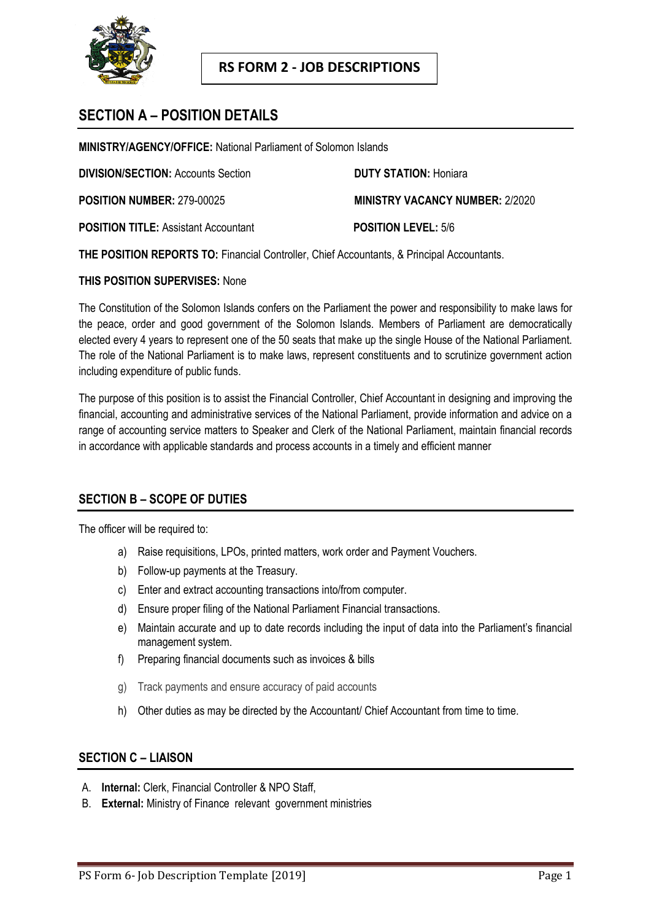# RS FORM 2 - JOB DESCRIPTIONS

## SECTION A – POSITION DETAILS

**MINISTRY/AGENCY/OFFICE:** National Parliament of Solomon Islands

**DIVISION/SECTION:** Accounts Section

**DUTY STATION:** Honiara

**POSITION NUMBER:** 279-00025

**MINISTRY VACANCY NUMBER:** 2/2020

**POSITION TITLE:** Assistant Accountant

**POSITION LEVEL:** 5/6

**THE POSITION REPORTS TO:** Financial Controller, Chief Accountants, & Principal Accountants.

**THIS POSITION SUPERVISES:** None

The Constitution of the Solomon Islands confers on the Parliament the power and responsibility to make laws for the peace, order and good government of the Solomon Islands. Members of Parliament are democratically elected every 4 years to represent one of the 50 seats that make up the single House of the National Parliament. The role of the National Parliament is to make laws, represent constituents and to scrutinize government action including expenditure of public funds.

The purpose of this position is to assist the Financial Controller, Chief Accountant in designing and improving the financial, accounting and administrative services of the National Parliament, provide information and advice on a range of accounting service matters to Speaker and Clerk of the National Parliament, maintain financial records in accordance with applicable standards and process accounts in a timely and efficient manner

## SECTION B – SCOPE OF DUTIES

The officer will be required to:

a) Raise requisitions, LPOs, printed matters, work order and Payment Vouchers.
b) Follow-up payments at the Treasury.
c) Enter and extract accounting transactions into/from computer.
d) Ensure proper filing of the National Parliament Financial transactions.
e) Maintain accurate and up to date records including the input of data into the Parliament's financial management system.
f) Preparing financial documents such as invoices & bills
g) Track payments and ensure accuracy of paid accounts
h) Other duties as may be directed by the Accountant/ Chief Accountant from time to time.

## SECTION C – LIAISON

A. **Internal:** Clerk, Financial Controller & NPO Staff,
B. **External:** Ministry of Finance relevant government ministries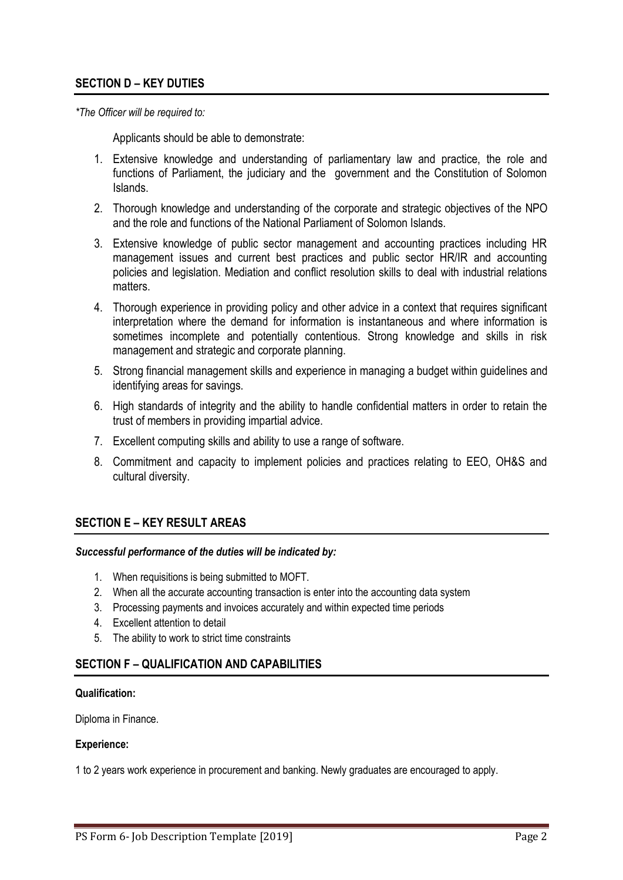## SECTION D – KEY DUTIES

*\*The Officer will be required to:*

Applicants should be able to demonstrate:

1. Extensive knowledge and understanding of parliamentary law and practice, the role and functions of Parliament, the judiciary and the government and the Constitution of Solomon Islands.
2. Thorough knowledge and understanding of the corporate and strategic objectives of the NPO and the role and functions of the National Parliament of Solomon Islands.
3. Extensive knowledge of public sector management and accounting practices including HR management issues and current best practices and public sector HR/IR and accounting policies and legislation. Mediation and conflict resolution skills to deal with industrial relations matters.
4. Thorough experience in providing policy and other advice in a context that requires significant interpretation where the demand for information is instantaneous and where information is sometimes incomplete and potentially contentious. Strong knowledge and skills in risk management and strategic and corporate planning.
5. Strong financial management skills and experience in managing a budget within guidelines and identifying areas for savings.
6. High standards of integrity and the ability to handle confidential matters in order to retain the trust of members in providing impartial advice.
7. Excellent computing skills and ability to use a range of software.
8. Commitment and capacity to implement policies and practices relating to EEO, OH&S and cultural diversity.

## SECTION E – KEY RESULT AREAS

***Successful performance of the duties will be indicated by:***

1. When requisitions is being submitted to MOFT.
2. When all the accurate accounting transaction is enter into the accounting data system
3. Processing payments and invoices accurately and within expected time periods
4. Excellent attention to detail
5. The ability to work to strict time constraints

## SECTION F – QUALIFICATION AND CAPABILITIES

**Qualification:**

Diploma in Finance.

**Experience:**

1 to 2 years work experience in procurement and banking. Newly graduates are encouraged to apply.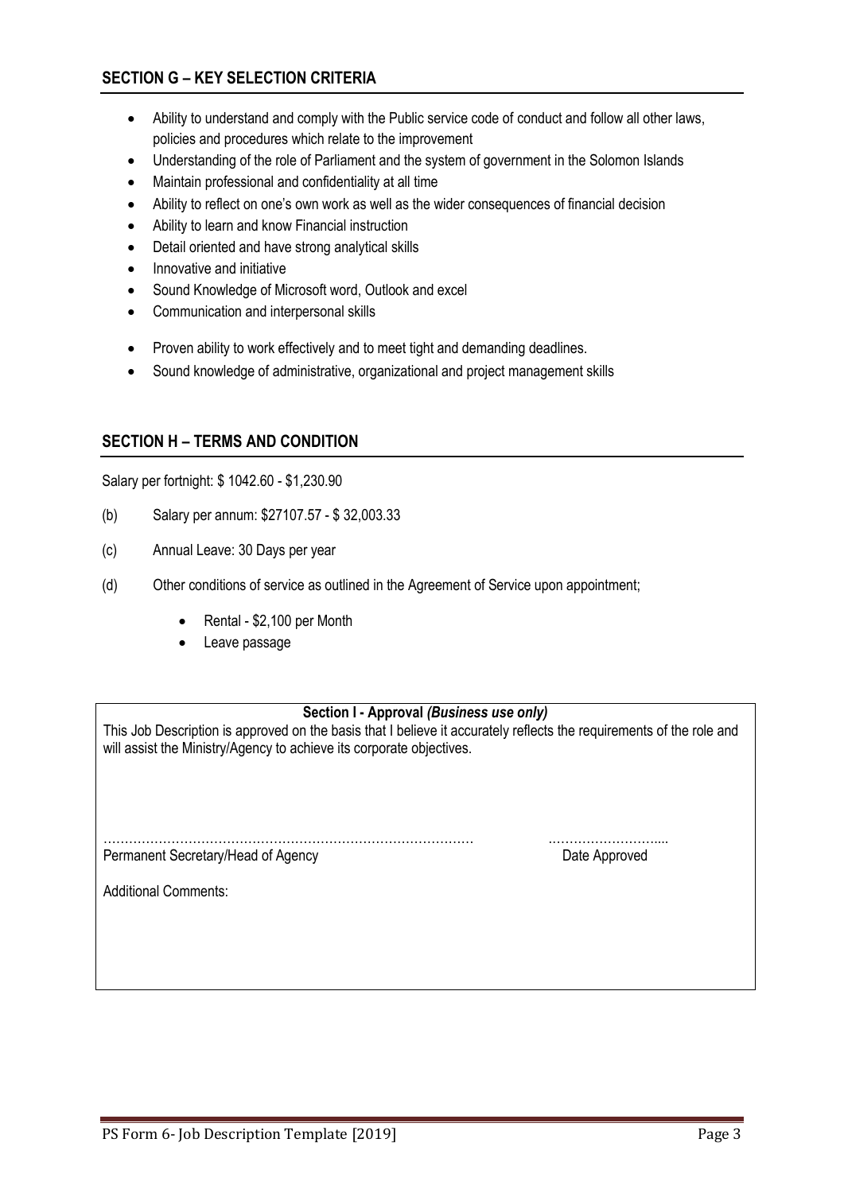## SECTION G – KEY SELECTION CRITERIA

- Ability to understand and comply with the Public service code of conduct and follow all other laws, policies and procedures which relate to the improvement
- Understanding of the role of Parliament and the system of government in the Solomon Islands
- Maintain professional and confidentiality at all time
- Ability to reflect on one's own work as well as the wider consequences of financial decision
- Ability to learn and know Financial instruction
- Detail oriented and have strong analytical skills
- Innovative and initiative
- Sound Knowledge of Microsoft word, Outlook and excel
- Communication and interpersonal skills
- Proven ability to work effectively and to meet tight and demanding deadlines.
- Sound knowledge of administrative, organizational and project management skills

## SECTION H – TERMS AND CONDITION

Salary per fortnight: $ 1042.60 - $1,230.90

(b) Salary per annum: $27107.57 - $ 32,003.33

(c) Annual Leave: 30 Days per year

(d) Other conditions of service as outlined in the Agreement of Service upon appointment;

- Rental - $2,100 per Month
- Leave passage

**Section I - Approval *(Business use only)***

This Job Description is approved on the basis that I believe it accurately reflects the requirements of the role and will assist the Ministry/Agency to achieve its corporate objectives.

…………………………………………………………………………… ……………………....

Permanent Secretary/Head of Agency Date Approved

Additional Comments: